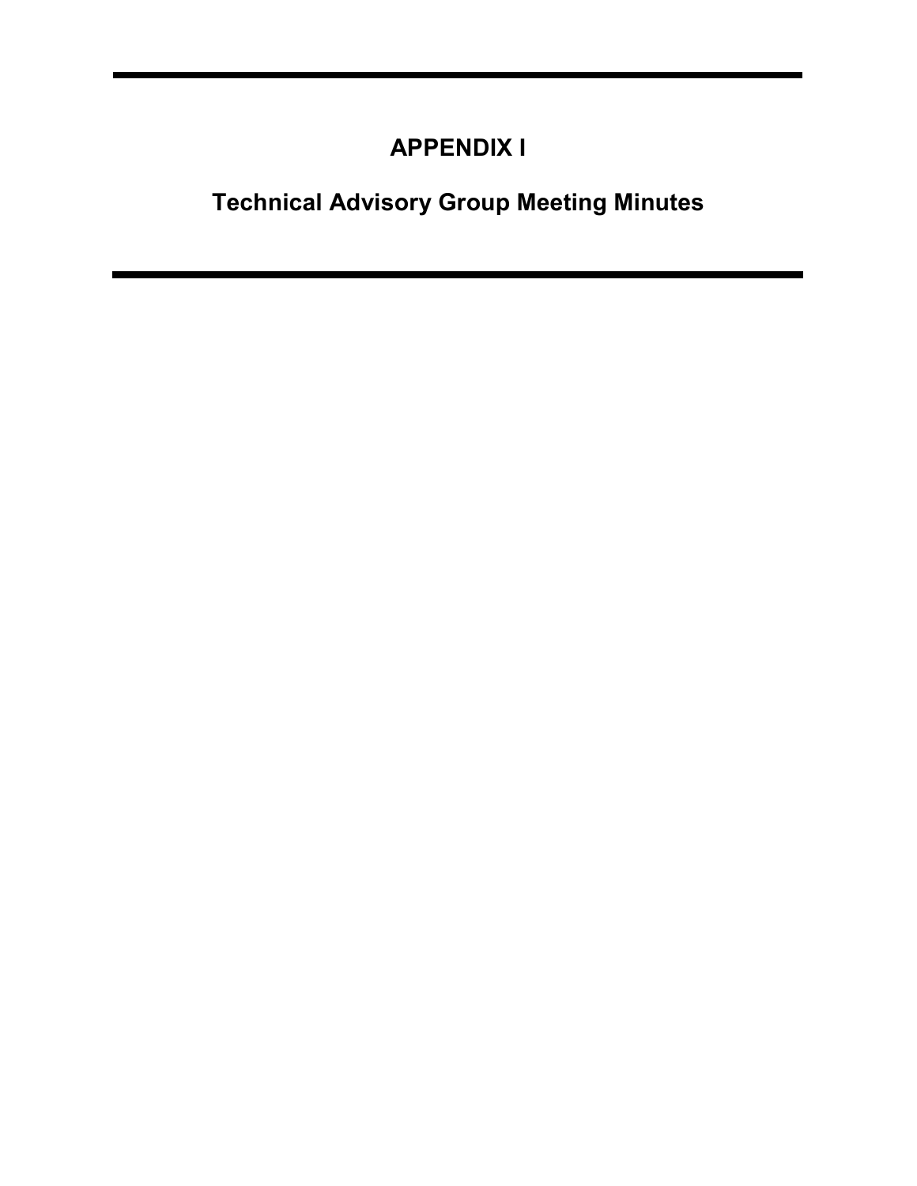# APPENDIX I

# Technical Advisory Group Meeting Minutes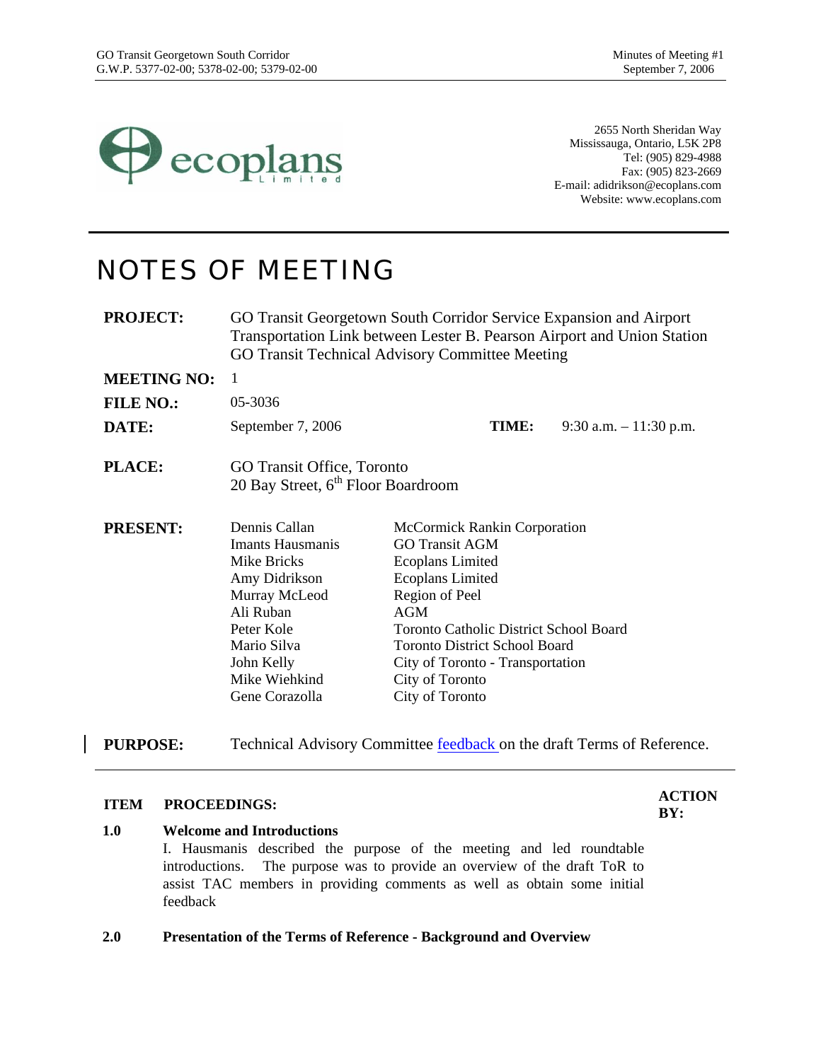ecoplans Limited

2655 North Sheridan Way
Mississauga, Ontario, L5K 2P8
Tel: (905) 829-4988
Fax: (905) 823-2669
E-mail: adidrikson@ecoplans.com
Website: www.ecoplans.com

# NOTES OF MEETING

| | | | |
|---|---|---|---|
| **PROJECT:** | GO Transit Georgetown South Corridor Service Expansion and Airport Transportation Link between Lester B. Pearson Airport and Union Station GO Transit Technical Advisory Committee Meeting | | |
| **MEETING NO:** | 1 | | |
| **FILE NO.:** | 05-3036 | | |
| **DATE:** | September 7, 2006 | **TIME:** | 9:30 a.m. – 11:30 p.m. |
| **PLACE:** | GO Transit Office, Toronto<br>20 Bay Street, 6th Floor Boardroom | | |

**PRESENT:**

| Name | Organization |
|---|---|
| Dennis Callan | McCormick Rankin Corporation |
| Imants Hausmanis | GO Transit AGM |
| Mike Bricks | Ecoplans Limited |
| Amy Didrikson | Ecoplans Limited |
| Murray McLeod | Region of Peel |
| Ali Ruban | AGM |
| Peter Kole | Toronto Catholic District School Board |
| Mario Silva | Toronto District School Board |
| John Kelly | City of Toronto - Transportation |
| Mike Wiehkind | City of Toronto |
| Gene Corazolla | City of Toronto |

**PURPOSE:** Technical Advisory Committee feedback on the draft Terms of Reference.

| ITEM | PROCEEDINGS: | ACTION BY: |
|---|---|---|
| **1.0** | **Welcome and Introductions**<br>I. Hausmanis described the purpose of the meeting and led roundtable introductions. The purpose was to provide an overview of the draft ToR to assist TAC members in providing comments as well as obtain some initial feedback | |
| **2.0** | **Presentation of the Terms of Reference - Background and Overview** | |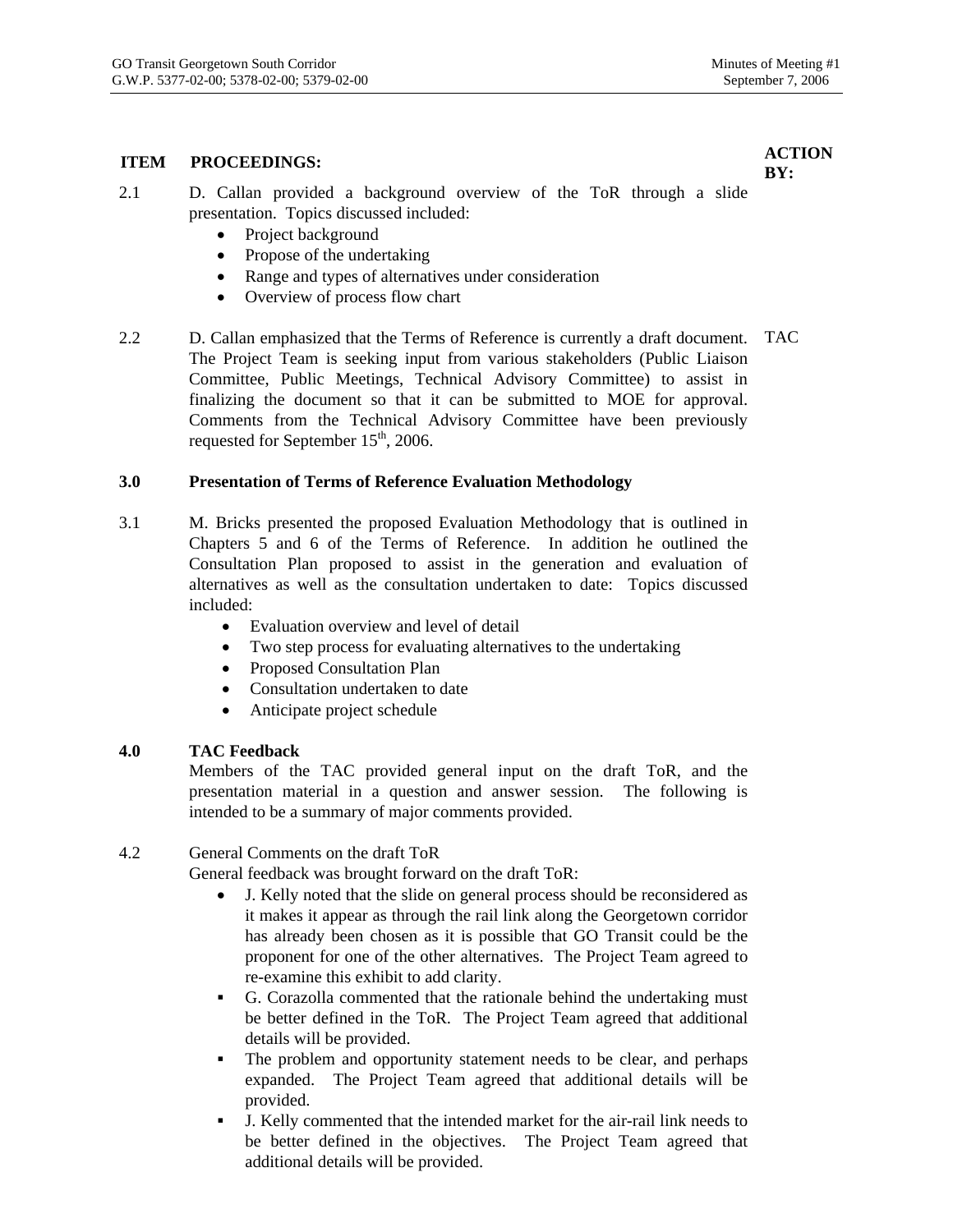| ITEM | PROCEEDINGS: | ACTION BY: |
|---|---|---|
| 2.1 | D. Callan provided a background overview of the ToR through a slide presentation. Topics discussed included:<br>• Project background<br>• Propose of the undertaking<br>• Range and types of alternatives under consideration<br>• Overview of process flow chart | |
| 2.2 | D. Callan emphasized that the Terms of Reference is currently a draft document. The Project Team is seeking input from various stakeholders (Public Liaison Committee, Public Meetings, Technical Advisory Committee) to assist in finalizing the document so that it can be submitted to MOE for approval. Comments from the Technical Advisory Committee have been previously requested for September 15th, 2006. | TAC |
| **3.0** | **Presentation of Terms of Reference Evaluation Methodology** | |
| 3.1 | M. Bricks presented the proposed Evaluation Methodology that is outlined in Chapters 5 and 6 of the Terms of Reference. In addition he outlined the Consultation Plan proposed to assist in the generation and evaluation of alternatives as well as the consultation undertaken to date: Topics discussed included:<br>• Evaluation overview and level of detail<br>• Two step process for evaluating alternatives to the undertaking<br>• Proposed Consultation Plan<br>• Consultation undertaken to date<br>• Anticipate project schedule | |
| **4.0** | **TAC Feedback**<br>Members of the TAC provided general input on the draft ToR, and the presentation material in a question and answer session. The following is intended to be a summary of major comments provided. | |
| 4.2 | General Comments on the draft ToR<br>General feedback was brought forward on the draft ToR:<br>• J. Kelly noted that the slide on general process should be reconsidered as it makes it appear as through the rail link along the Georgetown corridor has already been chosen as it is possible that GO Transit could be the proponent for one of the other alternatives. The Project Team agreed to re-examine this exhibit to add clarity.<br>▪ G. Corazolla commented that the rationale behind the undertaking must be better defined in the ToR. The Project Team agreed that additional details will be provided.<br>▪ The problem and opportunity statement needs to be clear, and perhaps expanded. The Project Team agreed that additional details will be provided.<br>▪ J. Kelly commented that the intended market for the air-rail link needs to be better defined in the objectives. The Project Team agreed that additional details will be provided. | |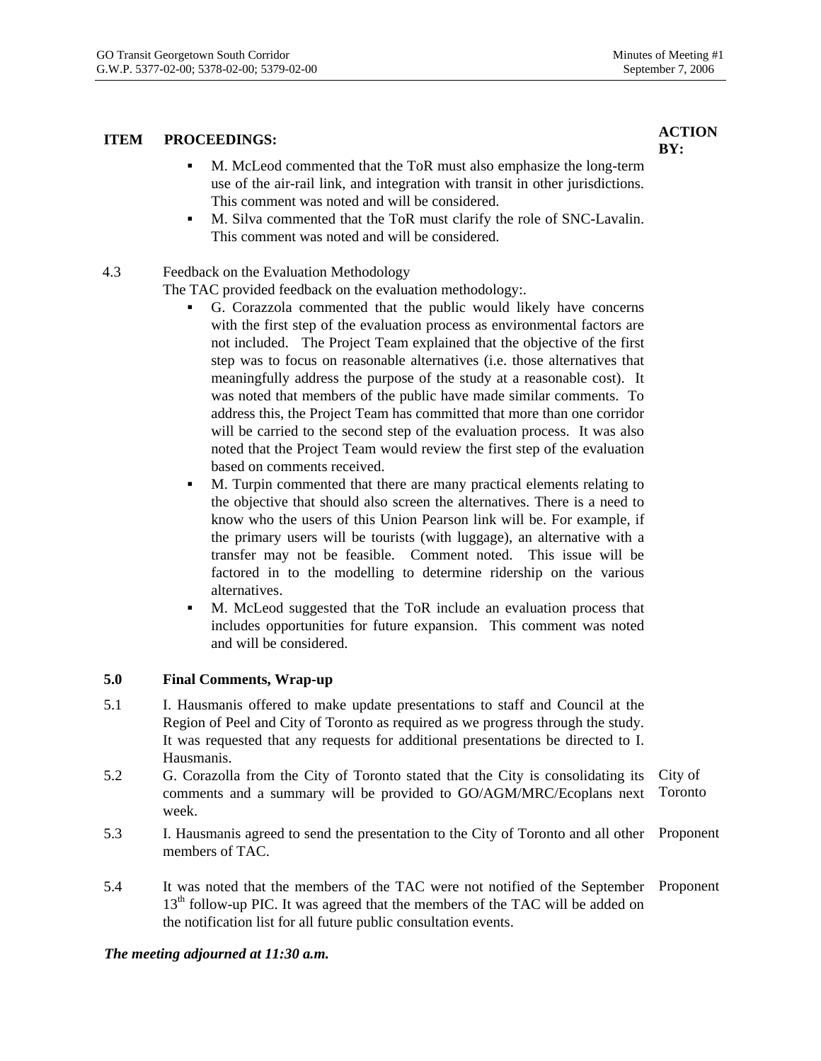| ITEM | PROCEEDINGS: | ACTION BY: |
|---|---|---|
| | ▪ M. McLeod commented that the ToR must also emphasize the long-term use of the air-rail link, and integration with transit in other jurisdictions. This comment was noted and will be considered.<br>▪ M. Silva commented that the ToR must clarify the role of SNC-Lavalin. This comment was noted and will be considered. | |
| 4.3 | Feedback on the Evaluation Methodology<br>The TAC provided feedback on the evaluation methodology:.<br>▪ G. Corazzola commented that the public would likely have concerns with the first step of the evaluation process as environmental factors are not included. The Project Team explained that the objective of the first step was to focus on reasonable alternatives (i.e. those alternatives that meaningfully address the purpose of the study at a reasonable cost). It was noted that members of the public have made similar comments. To address this, the Project Team has committed that more than one corridor will be carried to the second step of the evaluation process. It was also noted that the Project Team would review the first step of the evaluation based on comments received.<br>▪ M. Turpin commented that there are many practical elements relating to the objective that should also screen the alternatives. There is a need to know who the users of this Union Pearson link will be. For example, if the primary users will be tourists (with luggage), an alternative with a transfer may not be feasible. Comment noted. This issue will be factored in to the modelling to determine ridership on the various alternatives.<br>▪ M. McLeod suggested that the ToR include an evaluation process that includes opportunities for future expansion. This comment was noted and will be considered. | |
| **5.0** | **Final Comments, Wrap-up** | |
| 5.1 | I. Hausmanis offered to make update presentations to staff and Council at the Region of Peel and City of Toronto as required as we progress through the study. It was requested that any requests for additional presentations be directed to I. Hausmanis. | |
| 5.2 | G. Corazolla from the City of Toronto stated that the City is consolidating its comments and a summary will be provided to GO/AGM/MRC/Ecoplans next week. | City of Toronto |
| 5.3 | I. Hausmanis agreed to send the presentation to the City of Toronto and all other members of TAC. | Proponent |
| 5.4 | It was noted that the members of the TAC were not notified of the September 13th follow-up PIC. It was agreed that the members of the TAC will be added on the notification list for all future public consultation events. | Proponent |

***The meeting adjourned at 11:30 a.m.***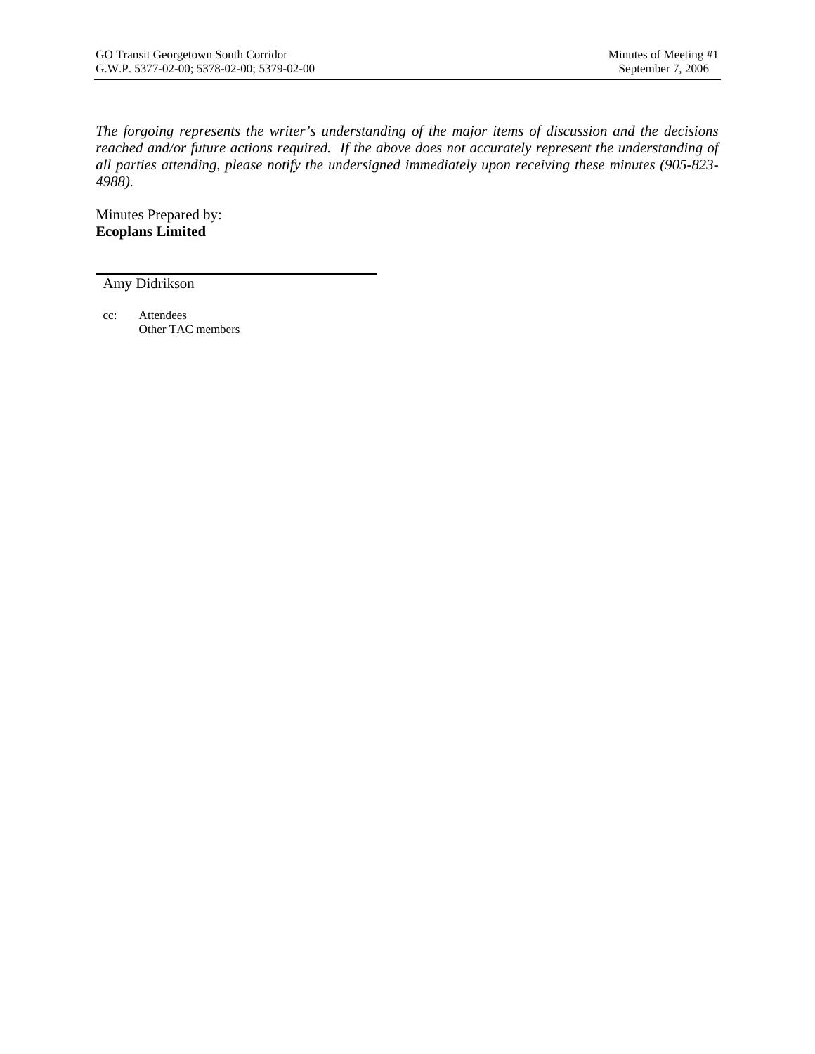*The forgoing represents the writer's understanding of the major items of discussion and the decisions reached and/or future actions required. If the above does not accurately represent the understanding of all parties attending, please notify the undersigned immediately upon receiving these minutes (905-823-4988).*

Minutes Prepared by:
**Ecoplans Limited**

---

Amy Didrikson

cc: Attendees
Other TAC members